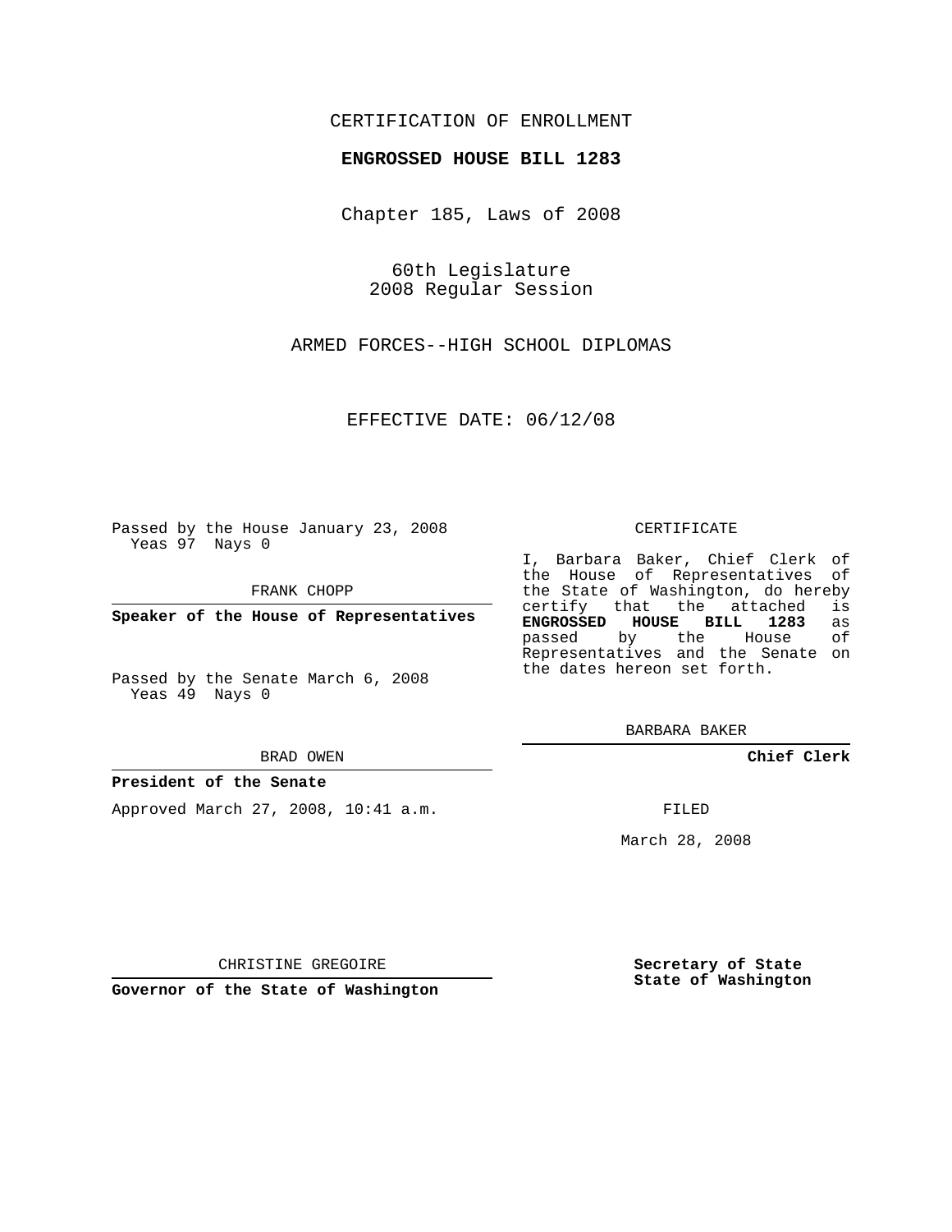CERTIFICATION OF ENROLLMENT

**ENGROSSED HOUSE BILL 1283**

Chapter 185, Laws of 2008

60th Legislature
2008 Regular Session

ARMED FORCES--HIGH SCHOOL DIPLOMAS

EFFECTIVE DATE: 06/12/08

Passed by the House January 23, 2008
Yeas 97 Nays 0

FRANK CHOPP

**Speaker of the House of Representatives**

Passed by the Senate March 6, 2008
Yeas 49 Nays 0

BRAD OWEN

**President of the Senate**

Approved March 27, 2008, 10:41 a.m.

CHRISTINE GREGOIRE

**Governor of the State of Washington**

CERTIFICATE

I, Barbara Baker, Chief Clerk of the House of Representatives of the State of Washington, do hereby certify that the attached is **ENGROSSED HOUSE BILL 1283** as passed by the House of Representatives and the Senate on the dates hereon set forth.

BARBARA BAKER

**Chief Clerk**

FILED

March 28, 2008

**Secretary of State**
**State of Washington**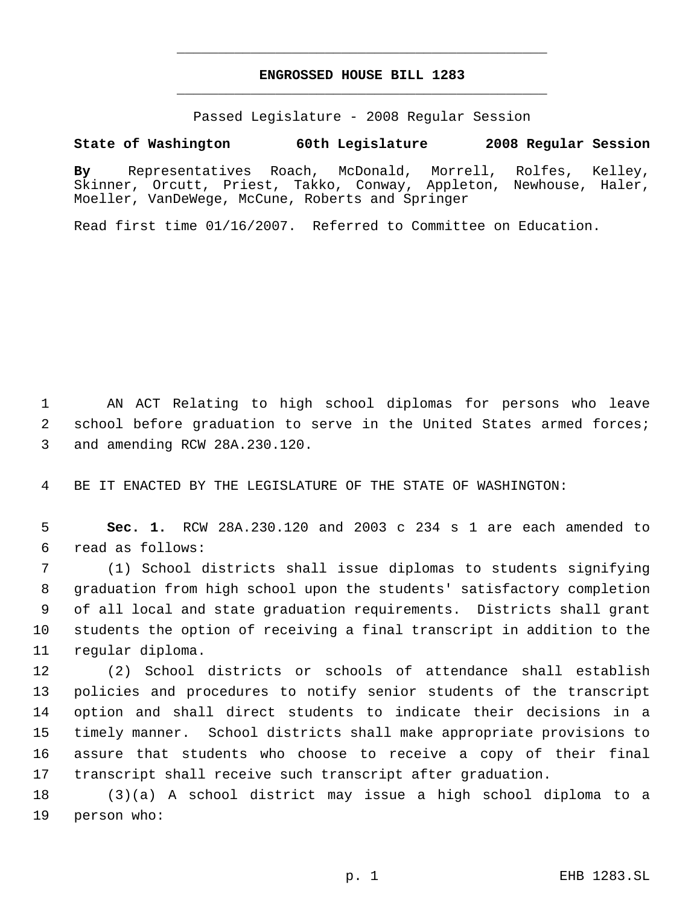**ENGROSSED HOUSE BILL 1283**

Passed Legislature - 2008 Regular Session

**State of Washington 60th Legislature 2008 Regular Session**

**By** Representatives Roach, McDonald, Morrell, Rolfes, Kelley, Skinner, Orcutt, Priest, Takko, Conway, Appleton, Newhouse, Haler, Moeller, VanDeWege, McCune, Roberts and Springer

Read first time 01/16/2007. Referred to Committee on Education.

AN ACT Relating to high school diplomas for persons who leave school before graduation to serve in the United States armed forces; and amending RCW 28A.230.120.

BE IT ENACTED BY THE LEGISLATURE OF THE STATE OF WASHINGTON:

**Sec. 1.** RCW 28A.230.120 and 2003 c 234 s 1 are each amended to read as follows:

(1) School districts shall issue diplomas to students signifying graduation from high school upon the students' satisfactory completion of all local and state graduation requirements. Districts shall grant students the option of receiving a final transcript in addition to the regular diploma.

(2) School districts or schools of attendance shall establish policies and procedures to notify senior students of the transcript option and shall direct students to indicate their decisions in a timely manner. School districts shall make appropriate provisions to assure that students who choose to receive a copy of their final transcript shall receive such transcript after graduation.

(3)(a) A school district may issue a high school diploma to a person who: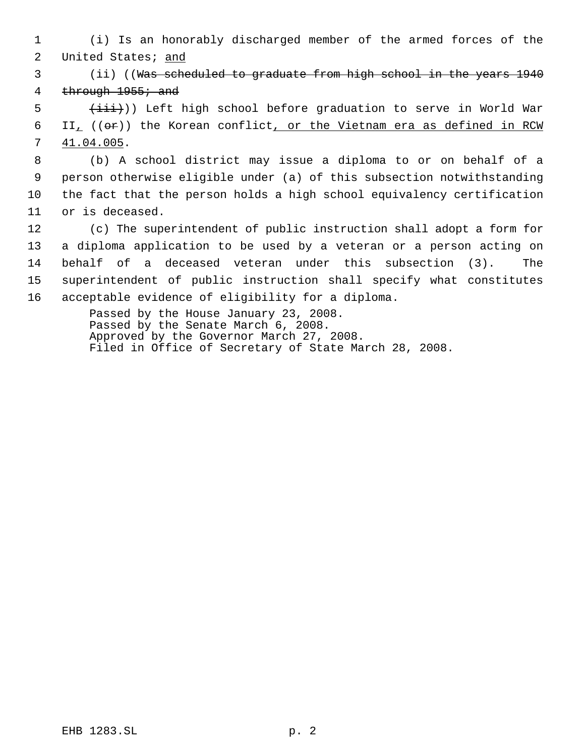(i) Is an honorably discharged member of the armed forces of the United States; and

(ii) ((~~Was scheduled to graduate from high school in the years 1940 through 1955; and~~

~~(iii)~~)) Left high school before graduation to serve in World War II, ((~~or~~)) the Korean conflict, or the Vietnam era as defined in RCW 41.04.005.

(b) A school district may issue a diploma to or on behalf of a person otherwise eligible under (a) of this subsection notwithstanding the fact that the person holds a high school equivalency certification or is deceased.

(c) The superintendent of public instruction shall adopt a form for a diploma application to be used by a veteran or a person acting on behalf of a deceased veteran under this subsection (3). The superintendent of public instruction shall specify what constitutes acceptable evidence of eligibility for a diploma.

Passed by the House January 23, 2008.
Passed by the Senate March 6, 2008.
Approved by the Governor March 27, 2008.
Filed in Office of Secretary of State March 28, 2008.